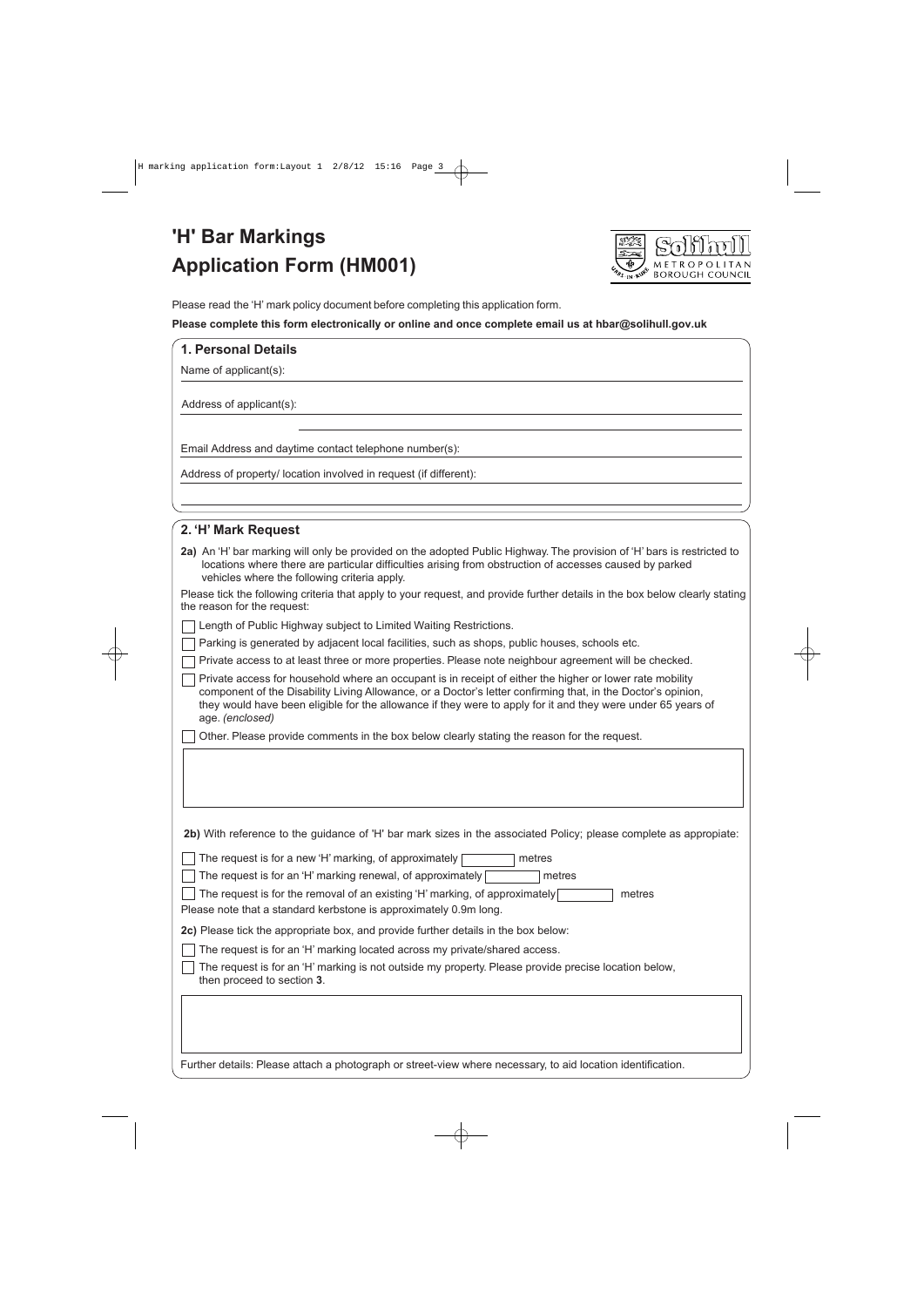# 'H' Bar Markings Application Form (HM001)

Please read the 'H' mark policy document before completing this application form.

**Please complete this form electronically or online and once complete email us at hbar@solihull.gov.uk**

## 1. Personal Details

Name of applicant(s):

Address of applicant(s):

Email Address and daytime contact telephone number(s):

Address of property/ location involved in request (if different):

## 2. 'H' Mark Request

**2a)** An 'H' bar marking will only be provided on the adopted Public Highway. The provision of 'H' bars is restricted to locations where there are particular difficulties arising from obstruction of accesses caused by parked vehicles where the following criteria apply.

Please tick the following criteria that apply to your request, and provide further details in the box below clearly stating the reason for the request:

- ☐ Length of Public Highway subject to Limited Waiting Restrictions.
- ☐ Parking is generated by adjacent local facilities, such as shops, public houses, schools etc.
- ☐ Private access to at least three or more properties. Please note neighbour agreement will be checked.
- ☐ Private access for household where an occupant is in receipt of either the higher or lower rate mobility component of the Disability Living Allowance, or a Doctor's letter confirming that, in the Doctor's opinion, they would have been eligible for the allowance if they were to apply for it and they were under 65 years of age. *(enclosed)*
- ☐ Other. Please provide comments in the box below clearly stating the reason for the request.

**2b)** With reference to the guidance of 'H' bar mark sizes in the associated Policy; please complete as appropiate:

- ☐ The request is for a new 'H' marking, of approximately ______ metres
- ☐ The request is for an 'H' marking renewal, of approximately ______ metres
- ☐ The request is for the removal of an existing 'H' marking, of approximately ______ metres

Please note that a standard kerbstone is approximately 0.9m long.

**2c)** Please tick the appropriate box, and provide further details in the box below:

- ☐ The request is for an 'H' marking located across my private/shared access.
- ☐ The request is for an 'H' marking is not outside my property. Please provide precise location below, then proceed to section **3**.

Further details: Please attach a photograph or street-view where necessary, to aid location identification.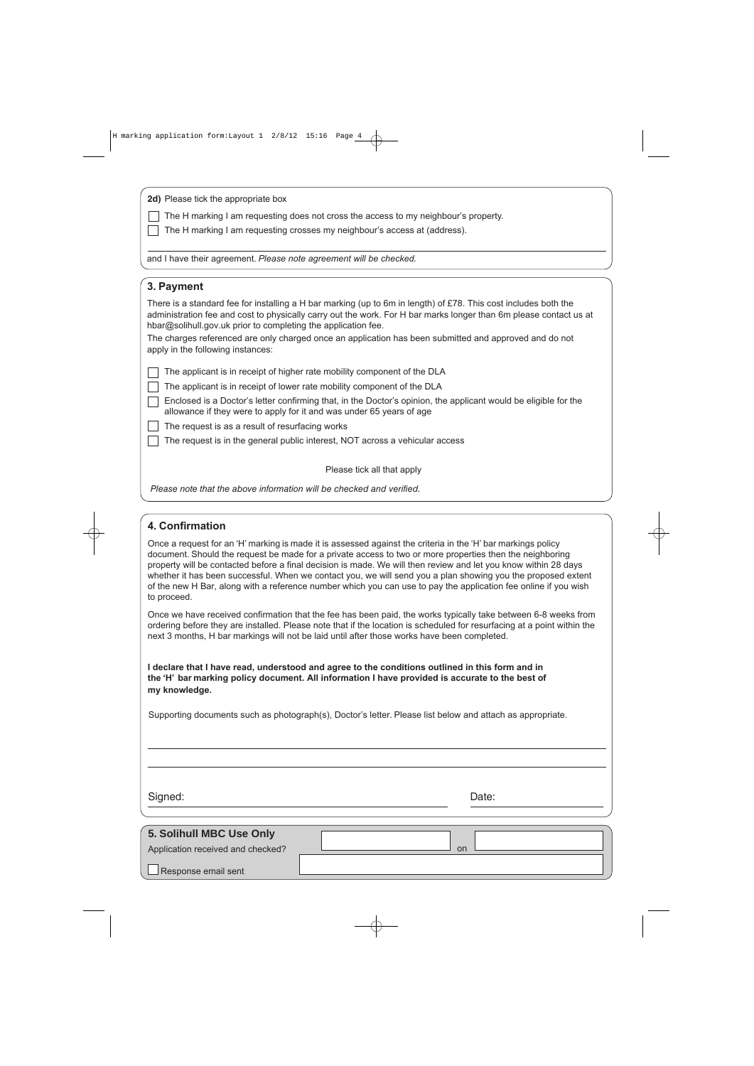**2d)** Please tick the appropriate box

☐ The H marking I am requesting does not cross the access to my neighbour's property.

☐ The H marking I am requesting crosses my neighbour's access at (address).

and I have their agreement. *Please note agreement will be checked.*

## 3. Payment

There is a standard fee for installing a H bar marking (up to 6m in length) of £78. This cost includes both the administration fee and cost to physically carry out the work. For H bar marks longer than 6m please contact us at hbar@solihull.gov.uk prior to completing the application fee.

The charges referenced are only charged once an application has been submitted and approved and do not apply in the following instances:

☐ The applicant is in receipt of higher rate mobility component of the DLA

☐ The applicant is in receipt of lower rate mobility component of the DLA

☐ Enclosed is a Doctor's letter confirming that, in the Doctor's opinion, the applicant would be eligible for the allowance if they were to apply for it and was under 65 years of age

☐ The request is as a result of resurfacing works

☐ The request is in the general public interest, NOT across a vehicular access

Please tick all that apply

*Please note that the above information will be checked and verified.*

## 4. Confirmation

Once a request for an 'H' marking is made it is assessed against the criteria in the 'H' bar markings policy document. Should the request be made for a private access to two or more properties then the neighboring property will be contacted before a final decision is made. We will then review and let you know within 28 days whether it has been successful. When we contact you, we will send you a plan showing you the proposed extent of the new H Bar, along with a reference number which you can use to pay the application fee online if you wish to proceed.

Once we have received confirmation that the fee has been paid, the works typically take between 6-8 weeks from ordering before they are installed. Please note that if the location is scheduled for resurfacing at a point within the next 3 months, H bar markings will not be laid until after those works have been completed.

**I declare that I have read, understood and agree to the conditions outlined in this form and in the 'H' bar marking policy document. All information I have provided is accurate to the best of my knowledge.**

Supporting documents such as photograph(s), Doctor's letter. Please list below and attach as appropriate.

Signed: ____________________ Date: __________

## 5. Solihull MBC Use Only

Application received and checked? __________ on __________

☐ Response email sent __________